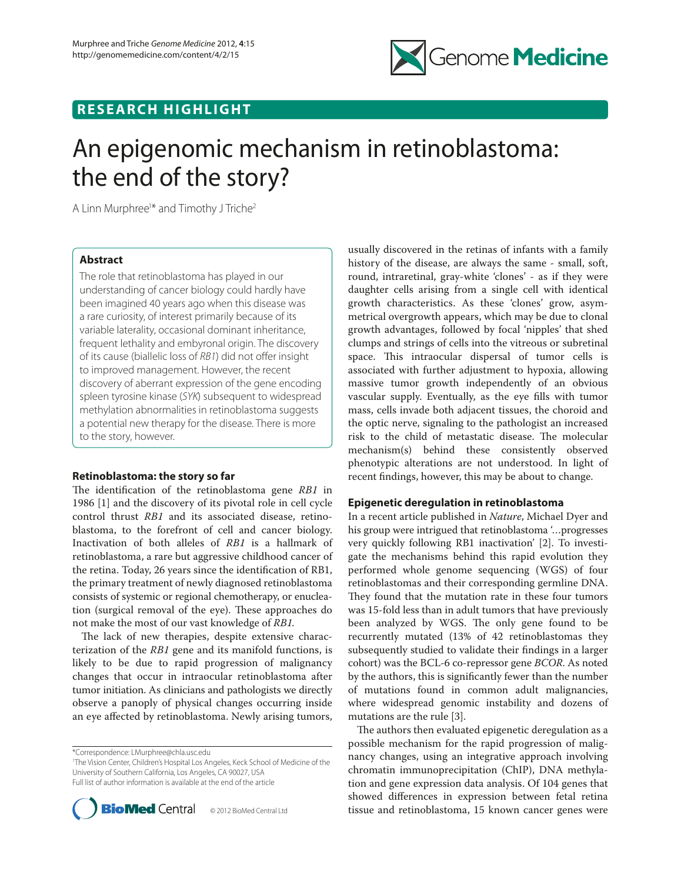**RESEARCH HIGHLIGHT**

# An epigenomic mechanism in retinoblastoma: the end of the story?

A Linn Murphree[1]* and Timothy J Triche[2]

## Abstract

The role that retinoblastoma has played in our understanding of cancer biology could hardly have been imagined 40 years ago when this disease was a rare curiosity, of interest primarily because of its variable laterality, occasional dominant inheritance, frequent lethality and embryonal origin. The discovery of its cause (biallelic loss of *RB1*) did not offer insight to improved management. However, the recent discovery of aberrant expression of the gene encoding spleen tyrosine kinase (*SYK*) subsequent to widespread methylation abnormalities in retinoblastoma suggests a potential new therapy for the disease. There is more to the story, however.

## Retinoblastoma: the story so far

The identification of the retinoblastoma gene *RB1* in 1986 [1] and the discovery of its pivotal role in cell cycle control thrust *RB1* and its associated disease, retinoblastoma, to the forefront of cell and cancer biology. Inactivation of both alleles of *RB1* is a hallmark of retinoblastoma, a rare but aggressive childhood cancer of the retina. Today, 26 years since the identification of RB1, the primary treatment of newly diagnosed retinoblastoma consists of systemic or regional chemotherapy, or enucleation (surgical removal of the eye). These approaches do not make the most of our vast knowledge of *RB1.*

The lack of new therapies, despite extensive characterization of the *RB1* gene and its manifold functions, is likely to be due to rapid progression of malignancy changes that occur in intraocular retinoblastoma after tumor initiation. As clinicians and pathologists we directly observe a panoply of physical changes occurring inside an eye affected by retinoblastoma. Newly arising tumors, usually discovered in the retinas of infants with a family history of the disease, are always the same - small, soft, round, intraretinal, gray-white 'clones' - as if they were daughter cells arising from a single cell with identical growth characteristics. As these 'clones' grow, asymmetrical overgrowth appears, which may be due to clonal growth advantages, followed by focal 'nipples' that shed clumps and strings of cells into the vitreous or subretinal space. This intraocular dispersal of tumor cells is associated with further adjustment to hypoxia, allowing massive tumor growth independently of an obvious vascular supply. Eventually, as the eye fills with tumor mass, cells invade both adjacent tissues, the choroid and the optic nerve, signaling to the pathologist an increased risk to the child of metastatic disease. The molecular mechanism(s) behind these consistently observed phenotypic alterations are not understood. In light of recent findings, however, this may be about to change.

## Epigenetic deregulation in retinoblastoma

In a recent article published in *Nature*, Michael Dyer and his group were intrigued that retinoblastoma '...progresses very quickly following RB1 inactivation' [2]. To investigate the mechanisms behind this rapid evolution they performed whole genome sequencing (WGS) of four retinoblastomas and their corresponding germline DNA. They found that the mutation rate in these four tumors was 15-fold less than in adult tumors that have previously been analyzed by WGS. The only gene found to be recurrently mutated (13% of 42 retinoblastomas they subsequently studied to validate their findings in a larger cohort) was the BCL-6 co-repressor gene *BCOR*. As noted by the authors, this is significantly fewer than the number of mutations found in common adult malignancies, where widespread genomic instability and dozens of mutations are the rule [3].

The authors then evaluated epigenetic deregulation as a possible mechanism for the rapid progression of malignancy changes, using an integrative approach involving chromatin immunoprecipitation (ChIP), DNA methylation and gene expression data analysis. Of 104 genes that showed differences in expression between fetal retina tissue and retinoblastoma, 15 known cancer genes were

*Correspondence: LMurphree@chla.usc.edu

[1]The Vision Center, Children's Hospital Los Angeles, Keck School of Medicine of the University of Southern California, Los Angeles, CA 90027, USA

Full list of author information is available at the end of the article

© 2012 BioMed Central Ltd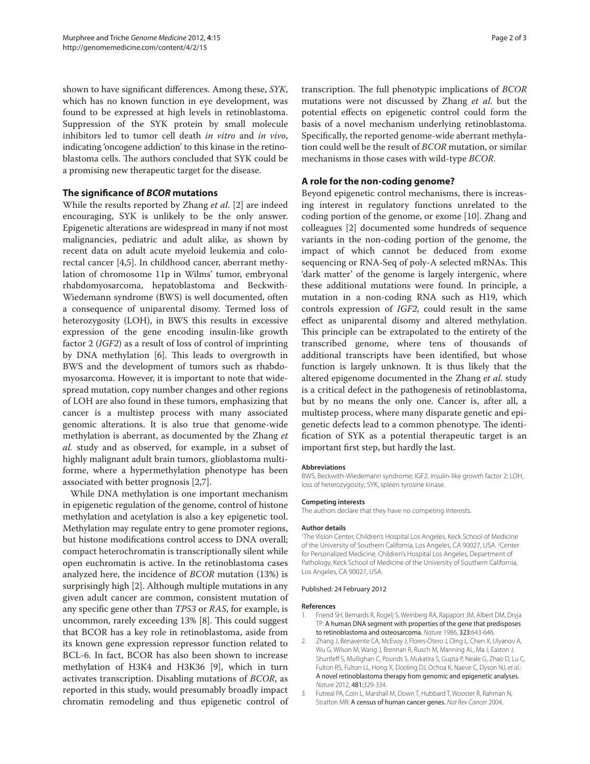shown to have significant differences. Among these, *SYK*, which has no known function in eye development, was found to be expressed at high levels in retinoblastoma. Suppression of the SYK protein by small molecule inhibitors led to tumor cell death *in vitro* and *in vivo*, indicating 'oncogene addiction' to this kinase in the retinoblastoma cells. The authors concluded that SYK could be a promising new therapeutic target for the disease.

## The significance of *BCOR* mutations

While the results reported by Zhang *et al*. [2] are indeed encouraging, SYK is unlikely to be the only answer. Epigenetic alterations are widespread in many if not most malignancies, pediatric and adult alike, as shown by recent data on adult acute myeloid leukemia and colorectal cancer [4,5]. In childhood cancer, aberrant methylation of chromosome 11p in Wilms' tumor, embryonal rhabdomyosarcoma, hepatoblastoma and Beckwith-Wiedemann syndrome (BWS) is well documented, often a consequence of uniparental disomy. Termed loss of heterozygosity (LOH), in BWS this results in excessive expression of the gene encoding insulin-like growth factor 2 (*IGF2*) as a result of loss of control of imprinting by DNA methylation [6]. This leads to overgrowth in BWS and the development of tumors such as rhabdomyosarcoma. However, it is important to note that widespread mutation, copy number changes and other regions of LOH are also found in these tumors, emphasizing that cancer is a multistep process with many associated genomic alterations. It is also true that genome-wide methylation is aberrant, as documented by the Zhang *et al.* study and as observed, for example, in a subset of highly malignant adult brain tumors, glioblastoma multiforme, where a hypermethylation phenotype has been associated with better prognosis [2,7].

While DNA methylation is one important mechanism in epigenetic regulation of the genome, control of histone methylation and acetylation is also a key epigenetic tool. Methylation may regulate entry to gene promoter regions, but histone modifications control access to DNA overall; compact heterochromatin is transcriptionally silent while open euchromatin is active. In the retinoblastoma cases analyzed here, the incidence of *BCOR* mutation (13%) is surprisingly high [2]. Although multiple mutations in any given adult cancer are common, consistent mutation of any specific gene other than *TP53* or *RAS*, for example, is uncommon, rarely exceeding 13% [8]. This could suggest that BCOR has a key role in retinoblastoma, aside from its known gene expression repressor function related to BCL-6. In fact, BCOR has also been shown to increase methylation of H3K4 and H3K36 [9], which in turn activates transcription. Disabling mutations of *BCOR*, as reported in this study, would presumably broadly impact chromatin remodeling and thus epigenetic control of transcription. The full phenotypic implications of *BCOR* mutations were not discussed by Zhang *et al.* but the potential effects on epigenetic control could form the basis of a novel mechanism underlying retinoblastoma. Specifically, the reported genome-wide aberrant methylation could well be the result of *BCOR* mutation, or similar mechanisms in those cases with wild-type *BCOR*.

## A role for the non-coding genome?

Beyond epigenetic control mechanisms, there is increasing interest in regulatory functions unrelated to the coding portion of the genome, or exome [10]. Zhang and colleagues [2] documented some hundreds of sequence variants in the non-coding portion of the genome, the impact of which cannot be deduced from exome sequencing or RNA-Seq of poly-A selected mRNAs. This 'dark matter' of the genome is largely intergenic, where these additional mutations were found. In principle, a mutation in a non-coding RNA such as H19, which controls expression of *IGF2*, could result in the same effect as uniparental disomy and altered methylation. This principle can be extrapolated to the entirety of the transcribed genome, where tens of thousands of additional transcripts have been identified, but whose function is largely unknown. It is thus likely that the altered epigenome documented in the Zhang *et al.* study is a critical defect in the pathogenesis of retinoblastoma, but by no means the only one. Cancer is, after all, a multistep process, where many disparate genetic and epigenetic defects lead to a common phenotype. The identification of SYK as a potential therapeutic target is an important first step, but hardly the last.

#### Abbreviations

BWS, Beckwith-Wiedemann syndrome; IGF2, insulin-like growth factor 2; LOH, loss of heterozygosity; SYK, spleen tyrosine kinase.

#### Competing interests

The authors declare that they have no competing interests.

#### Author details

[1]The Vision Center, Children's Hospital Los Angeles, Keck School of Medicine of the University of Southern California, Los Angeles, CA 90027, USA. [2]Center for Personalized Medicine, Children's Hospital Los Angeles, Department of Pathology, Keck School of Medicine of the University of Southern California, Los Angeles, CA 90027, USA.

Published: 24 February 2012

#### References

1. Friend SH, Bernards R, Rogelj S, Weinberg RA, Rapaport JM, Albert DM, Dryja TP: **A human DNA segment with properties of the gene that predisposes to retinoblastoma and osteosarcoma.** *Nature* 1986, **323:**643-646.
2. Zhang J, Benavente CA, McEvoy J, Flores-Otero J, Ding L, Chen X, Ulyanov A, Wu G, Wilson M, Wang J, Brennan R, Rusch M, Manning AL, Ma J, Easton J, Shurtleff S, Mullighan C, Pounds S, Mukatira S, Gupta P, Neale G, Zhao D, Lu C, Fulton RS, Fulton LL, Hong X, Dooling DJ, Ochoa K, Naeve C, Dyson NJ, *et al.*: **A novel retinoblastoma therapy from genomic and epigenetic analyses.** *Nature* 2012, **481:**329-334.
3. Futreal PA, Coin L, Marshall M, Down T, Hubbard T, Wooster R, Rahman N, Stratton MR: **A census of human cancer genes.** *Nat Rev Cancer* 2004,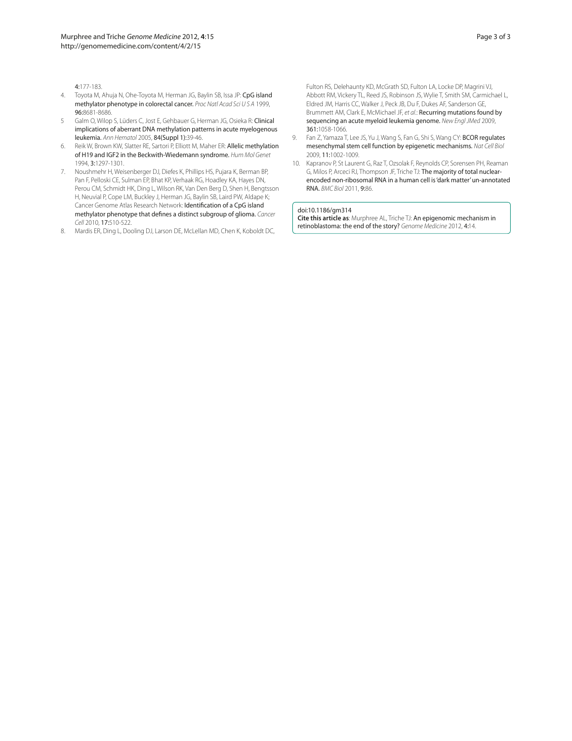4:177-183.

4. Toyota M, Ahuja N, Ohe-Toyota M, Herman JG, Baylin SB, Issa JP: **CpG island methylator phenotype in colorectal cancer.** *Proc Natl Acad Sci U S A* 1999, **96:**8681-8686.
5. Galm O, Wilop S, Lüders C, Jost E, Gehbauer G, Herman JG, Osieka R: **Clinical implications of aberrant DNA methylation patterns in acute myelogenous leukemia.** *Ann Hematol* 2005, **84(Suppl 1):**39-46.
6. Reik W, Brown KW, Slatter RE, Sartori P, Elliott M, Maher ER: **Allelic methylation of H19 and IGF2 in the Beckwith-Wiedemann syndrome.** *Hum Mol Genet* 1994, **3:**1297-1301.
7. Noushmehr H, Weisenberger DJ, Diefes K, Phillips HS, Pujara K, Berman BP, Pan F, Pelloski CE, Sulman EP, Bhat KP, Verhaak RG, Hoadley KA, Hayes DN, Perou CM, Schmidt HK, Ding L, Wilson RK, Van Den Berg D, Shen H, Bengtsson H, Neuvial P, Cope LM, Buckley J, Herman JG, Baylin SB, Laird PW, Aldape K; Cancer Genome Atlas Research Network: **Identification of a CpG island methylator phenotype that defines a distinct subgroup of glioma.** *Cancer Cell* 2010, **17:**510-522.
8. Mardis ER, Ding L, Dooling DJ, Larson DE, McLellan MD, Chen K, Koboldt DC, Fulton RS, Delehaunty KD, McGrath SD, Fulton LA, Locke DP, Magrini VJ, Abbott RM, Vickery TL, Reed JS, Robinson JS, Wylie T, Smith SM, Carmichael L, Eldred JM, Harris CC, Walker J, Peck JB, Du F, Dukes AF, Sanderson GE, Brummett AM, Clark E, McMichael JF, *et al.*: **Recurring mutations found by sequencing an acute myeloid leukemia genome.** *New Engl JMed* 2009, **361:**1058-1066.
9. Fan Z, Yamaza T, Lee JS, Yu J, Wang S, Fan G, Shi S, Wang CY: **BCOR regulates mesenchymal stem cell function by epigenetic mechanisms.** *Nat Cell Biol* 2009, **11:**1002-1009.
10. Kapranov P, St Laurent G, Raz T, Ozsolak F, Reynolds CP, Sorensen PH, Reaman G, Milos P, Arceci RJ, Thompson JF, Triche TJ: **The majority of total nuclear-encoded non-ribosomal RNA in a human cell is 'dark matter' un-annotated RNA.** *BMC Biol* 2011, **9:**86.

doi:10.1186/gm314

**Cite this article as**: Murphree AL, Triche TJ: **An epigenomic mechanism in retinoblastoma: the end of the story?** *Genome Medicine* 2012, **4:**14.